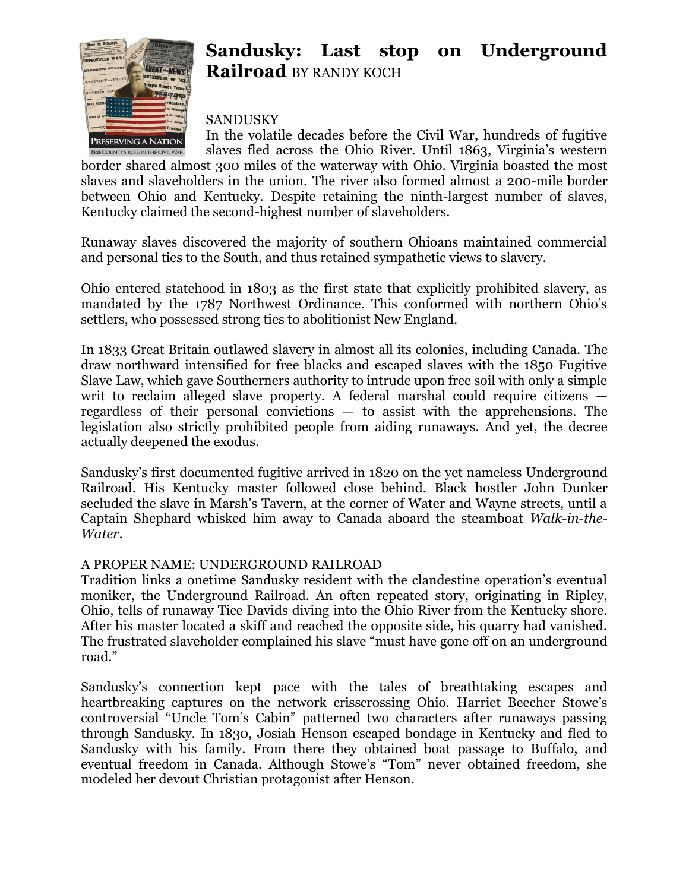# Sandusky: Last stop on Underground Railroad BY RANDY KOCH

SANDUSKY

In the volatile decades before the Civil War, hundreds of fugitive slaves fled across the Ohio River. Until 1863, Virginia's western border shared almost 300 miles of the waterway with Ohio. Virginia boasted the most slaves and slaveholders in the union. The river also formed almost a 200-mile border between Ohio and Kentucky. Despite retaining the ninth-largest number of slaves, Kentucky claimed the second-highest number of slaveholders.

Runaway slaves discovered the majority of southern Ohioans maintained commercial and personal ties to the South, and thus retained sympathetic views to slavery.

Ohio entered statehood in 1803 as the first state that explicitly prohibited slavery, as mandated by the 1787 Northwest Ordinance. This conformed with northern Ohio's settlers, who possessed strong ties to abolitionist New England.

In 1833 Great Britain outlawed slavery in almost all its colonies, including Canada. The draw northward intensified for free blacks and escaped slaves with the 1850 Fugitive Slave Law, which gave Southerners authority to intrude upon free soil with only a simple writ to reclaim alleged slave property. A federal marshal could require citizens — regardless of their personal convictions — to assist with the apprehensions. The legislation also strictly prohibited people from aiding runaways. And yet, the decree actually deepened the exodus.

Sandusky's first documented fugitive arrived in 1820 on the yet nameless Underground Railroad. His Kentucky master followed close behind. Black hostler John Dunker secluded the slave in Marsh's Tavern, at the corner of Water and Wayne streets, until a Captain Shephard whisked him away to Canada aboard the steamboat *Walk-in-the-Water*.

A PROPER NAME: UNDERGROUND RAILROAD

Tradition links a onetime Sandusky resident with the clandestine operation's eventual moniker, the Underground Railroad. An often repeated story, originating in Ripley, Ohio, tells of runaway Tice Davids diving into the Ohio River from the Kentucky shore. After his master located a skiff and reached the opposite side, his quarry had vanished. The frustrated slaveholder complained his slave "must have gone off on an underground road."

Sandusky's connection kept pace with the tales of breathtaking escapes and heartbreaking captures on the network crisscrossing Ohio. Harriet Beecher Stowe's controversial "Uncle Tom's Cabin" patterned two characters after runaways passing through Sandusky. In 1830, Josiah Henson escaped bondage in Kentucky and fled to Sandusky with his family. From there they obtained boat passage to Buffalo, and eventual freedom in Canada. Although Stowe's "Tom" never obtained freedom, she modeled her devout Christian protagonist after Henson.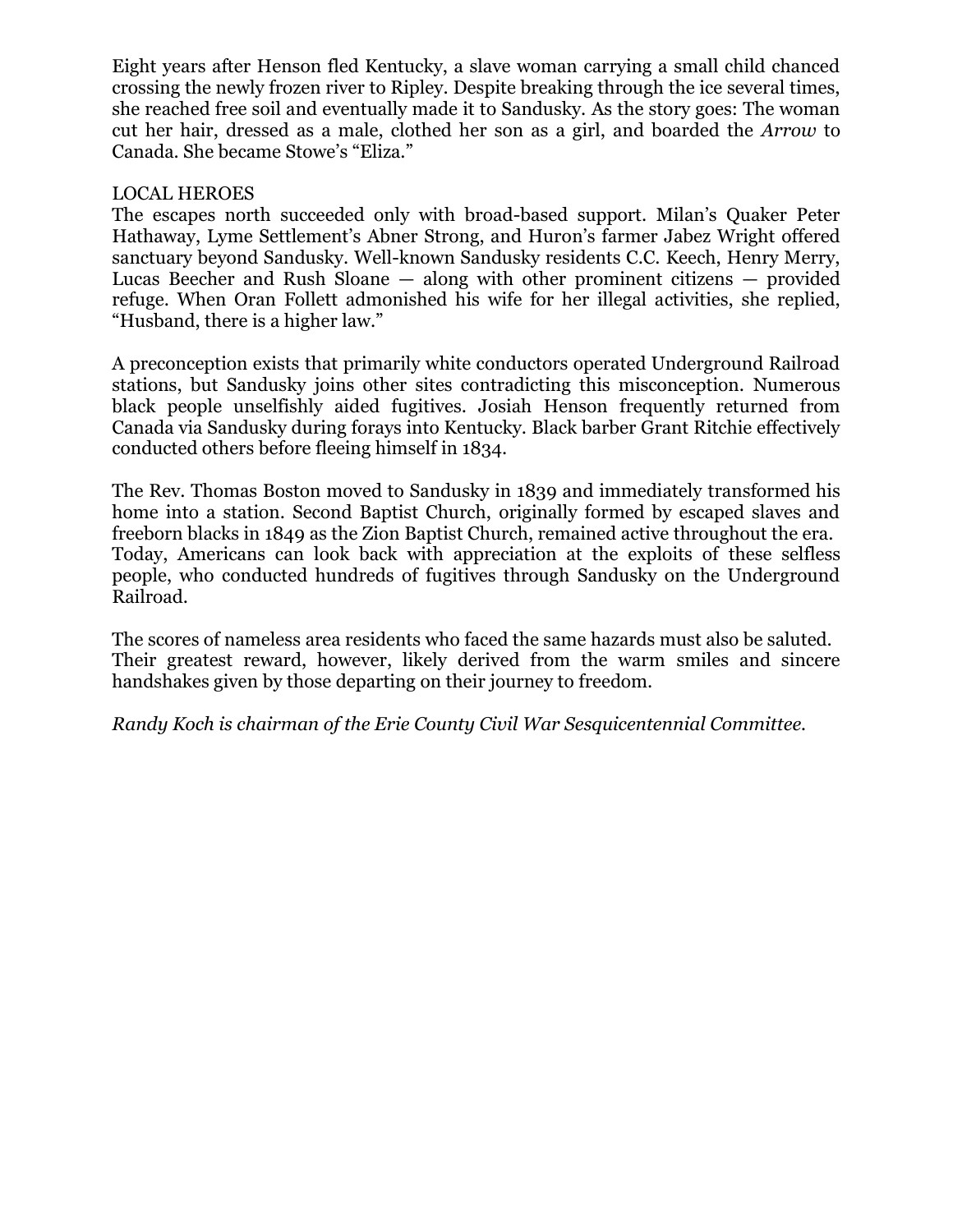Eight years after Henson fled Kentucky, a slave woman carrying a small child chanced crossing the newly frozen river to Ripley. Despite breaking through the ice several times, she reached free soil and eventually made it to Sandusky. As the story goes: The woman cut her hair, dressed as a male, clothed her son as a girl, and boarded the *Arrow* to Canada. She became Stowe's "Eliza."

## LOCAL HEROES

The escapes north succeeded only with broad-based support. Milan's Quaker Peter Hathaway, Lyme Settlement's Abner Strong, and Huron's farmer Jabez Wright offered sanctuary beyond Sandusky. Well-known Sandusky residents C.C. Keech, Henry Merry, Lucas Beecher and Rush Sloane — along with other prominent citizens — provided refuge. When Oran Follett admonished his wife for her illegal activities, she replied, "Husband, there is a higher law."

A preconception exists that primarily white conductors operated Underground Railroad stations, but Sandusky joins other sites contradicting this misconception. Numerous black people unselfishly aided fugitives. Josiah Henson frequently returned from Canada via Sandusky during forays into Kentucky. Black barber Grant Ritchie effectively conducted others before fleeing himself in 1834.

The Rev. Thomas Boston moved to Sandusky in 1839 and immediately transformed his home into a station. Second Baptist Church, originally formed by escaped slaves and freeborn blacks in 1849 as the Zion Baptist Church, remained active throughout the era. Today, Americans can look back with appreciation at the exploits of these selfless people, who conducted hundreds of fugitives through Sandusky on the Underground Railroad.

The scores of nameless area residents who faced the same hazards must also be saluted. Their greatest reward, however, likely derived from the warm smiles and sincere handshakes given by those departing on their journey to freedom.

*Randy Koch is chairman of the Erie County Civil War Sesquicentennial Committee.*